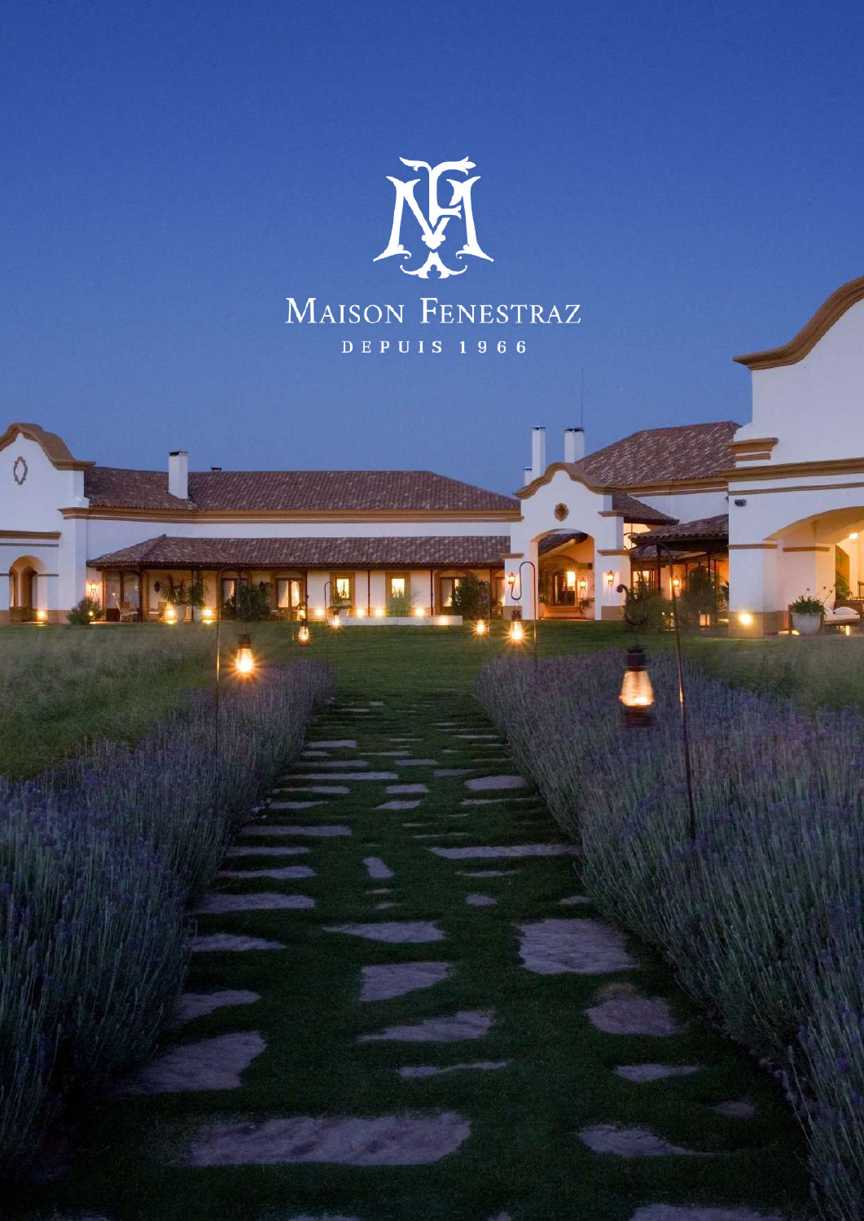# Maison Fenestraz

DEPUIS 1966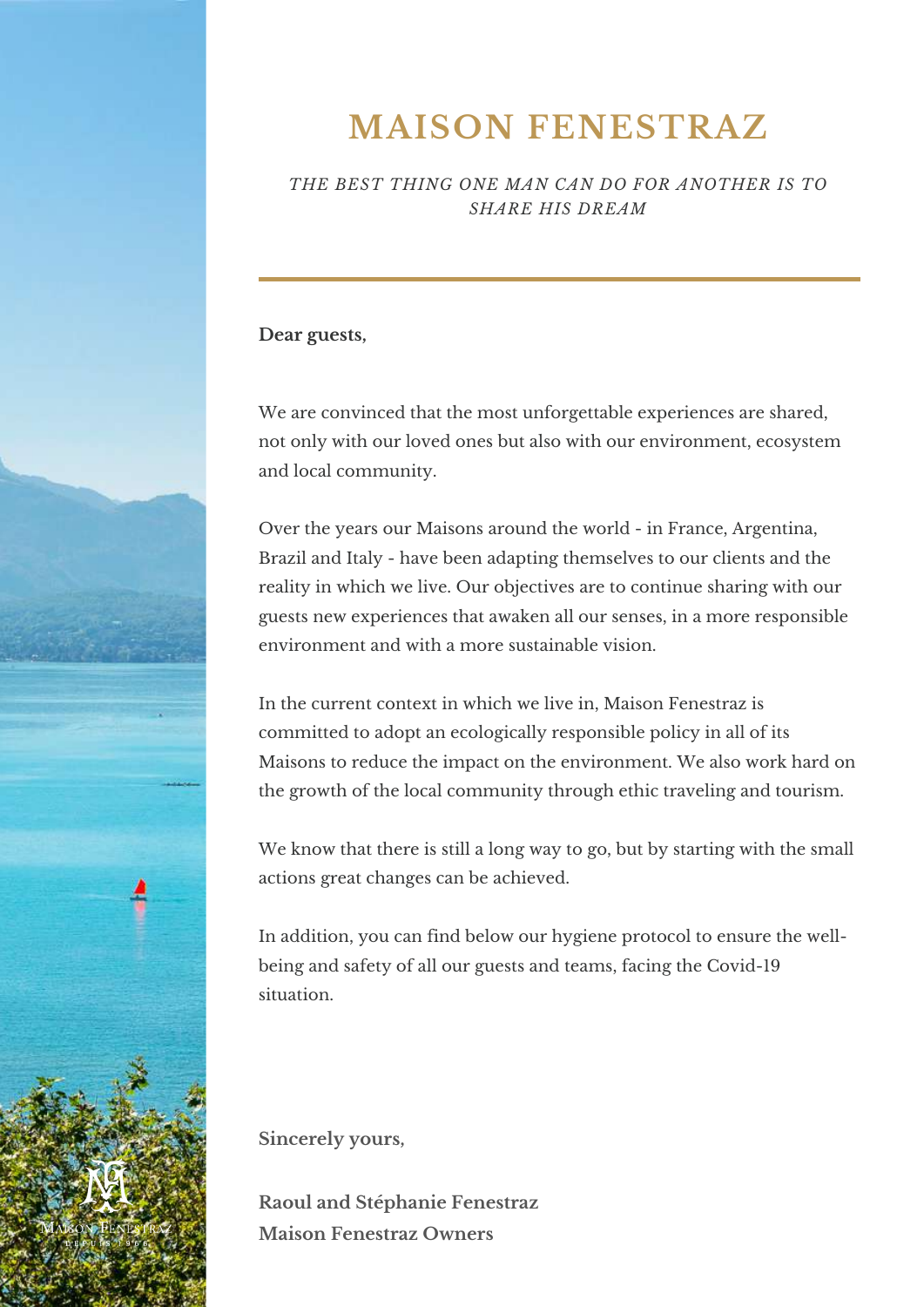# MAISON FENESTRAZ

*THE BEST THING ONE MAN CAN DO FOR ANOTHER IS TO SHARE HIS DREAM*

**Dear guests,**

We are convinced that the most unforgettable experiences are shared, not only with our loved ones but also with our environment, ecosystem and local community.

Over the years our Maisons around the world - in France, Argentina, Brazil and Italy - have been adapting themselves to our clients and the reality in which we live. Our objectives are to continue sharing with our guests new experiences that awaken all our senses, in a more responsible environment and with a more sustainable vision.

In the current context in which we live in, Maison Fenestraz is committed to adopt an ecologically responsible policy in all of its Maisons to reduce the impact on the environment. We also work hard on the growth of the local community through ethic traveling and tourism.

We know that there is still a long way to go, but by starting with the small actions great changes can be achieved.

In addition, you can find below our hygiene protocol to ensure the well-being and safety of all our guests and teams, facing the Covid-19 situation.

**Sincerely yours,**

**Raoul and Stéphanie Fenestraz**
**Maison Fenestraz Owners**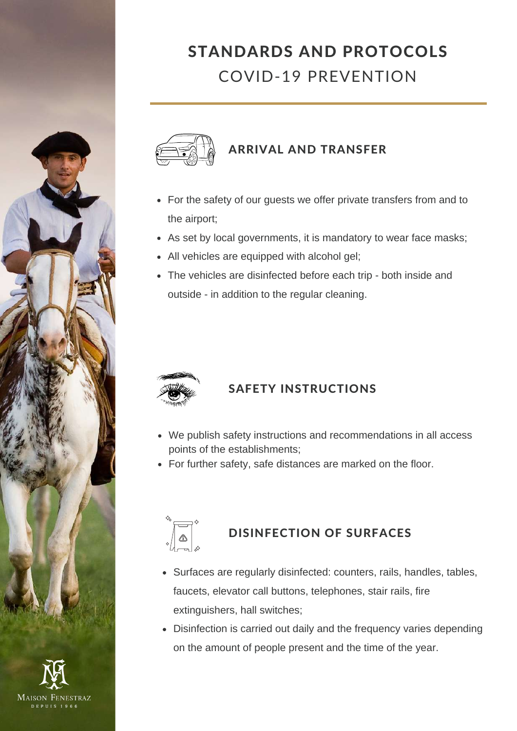# STANDARDS AND PROTOCOLS
## COVID-19 PREVENTION

### ARRIVAL AND TRANSFER

- For the safety of our guests we offer private transfers from and to the airport;
- As set by local governments, it is mandatory to wear face masks;
- All vehicles are equipped with alcohol gel;
- The vehicles are disinfected before each trip - both inside and outside - in addition to the regular cleaning.

### SAFETY INSTRUCTIONS

- We publish safety instructions and recommendations in all access points of the establishments;
- For further safety, safe distances are marked on the floor.

### DISINFECTION OF SURFACES

- Surfaces are regularly disinfected: counters, rails, handles, tables, faucets, elevator call buttons, telephones, stair rails, fire extinguishers, hall switches;
- Disinfection is carried out daily and the frequency varies depending on the amount of people present and the time of the year.

MAISON FENESTRAZ
DEPUIS 1966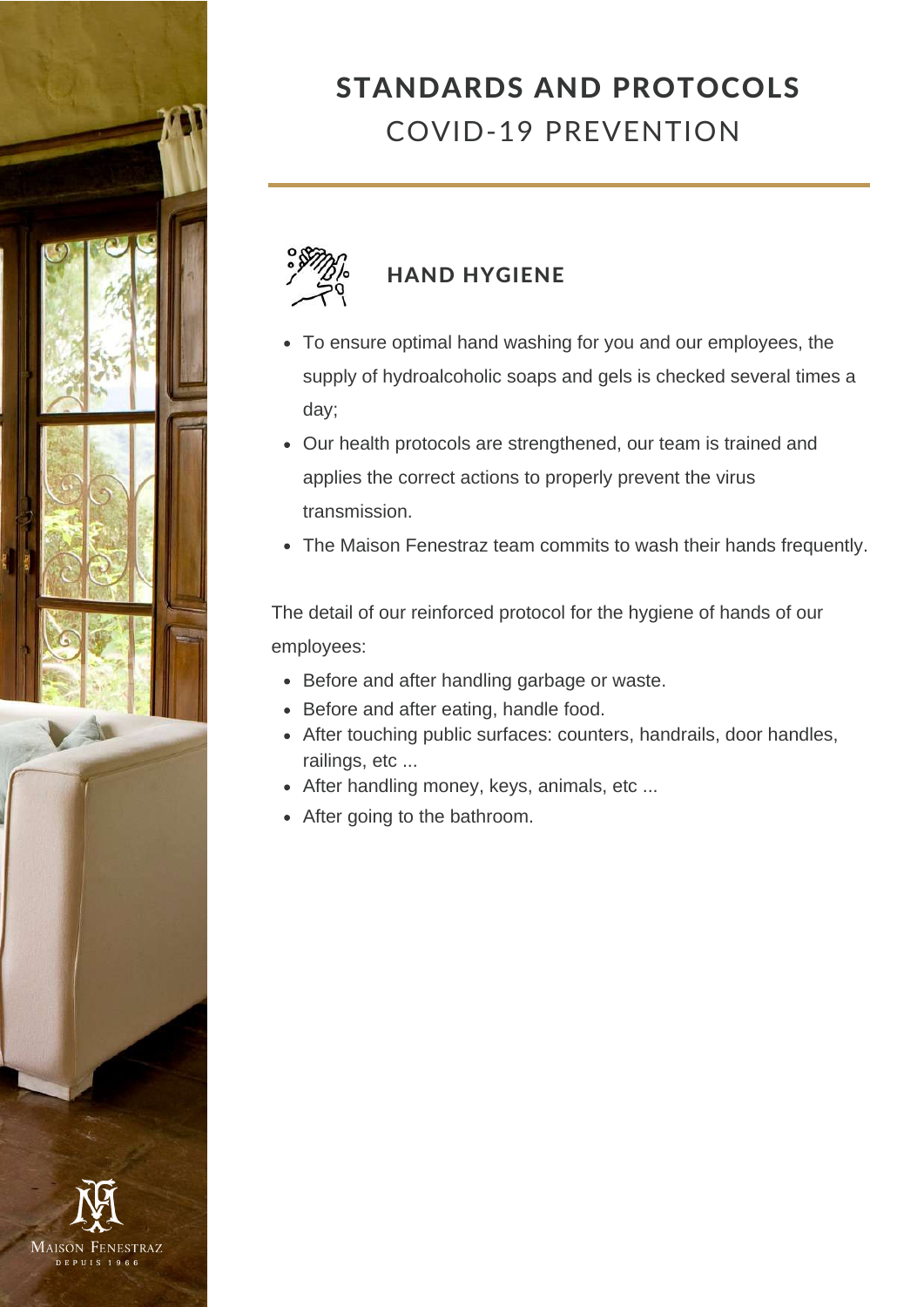# STANDARDS AND PROTOCOLS
## COVID-19 PREVENTION

### HAND HYGIENE

- To ensure optimal hand washing for you and our employees, the supply of hydroalcoholic soaps and gels is checked several times a day;
- Our health protocols are strengthened, our team is trained and applies the correct actions to properly prevent the virus transmission.
- The Maison Fenestraz team commits to wash their hands frequently.

The detail of our reinforced protocol for the hygiene of hands of our employees:

- Before and after handling garbage or waste.
- Before and after eating, handle food.
- After touching public surfaces: counters, handrails, door handles, railings, etc ...
- After handling money, keys, animals, etc ...
- After going to the bathroom.

Maison Fenestraz
DEPUIS 1966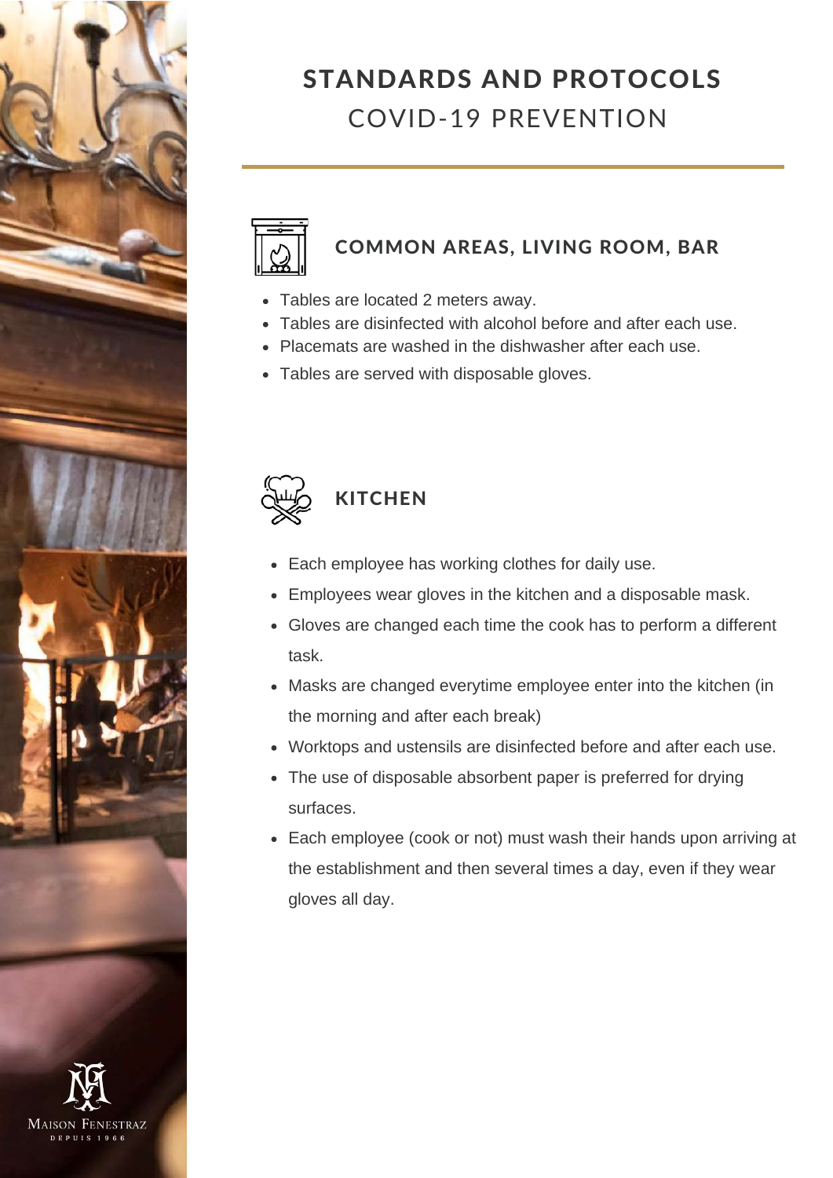# STANDARDS AND PROTOCOLS
## COVID-19 PREVENTION

### COMMON AREAS, LIVING ROOM, BAR

- Tables are located 2 meters away.
- Tables are disinfected with alcohol before and after each use.
- Placemats are washed in the dishwasher after each use.
- Tables are served with disposable gloves.

### KITCHEN

- Each employee has working clothes for daily use.
- Employees wear gloves in the kitchen and a disposable mask.
- Gloves are changed each time the cook has to perform a different task.
- Masks are changed everytime employee enter into the kitchen (in the morning and after each break)
- Worktops and ustensils are disinfected before and after each use.
- The use of disposable absorbent paper is preferred for drying surfaces.
- Each employee (cook or not) must wash their hands upon arriving at the establishment and then several times a day, even if they wear gloves all day.

Maison Fenestraz
DEPUIS 1966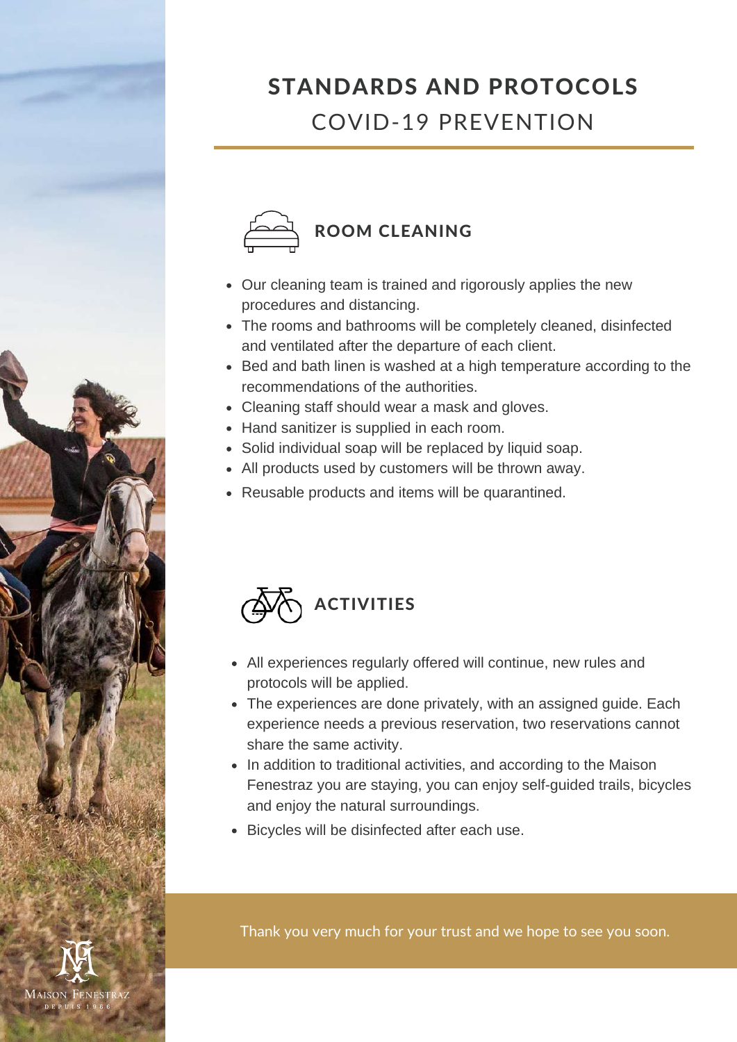# STANDARDS AND PROTOCOLS

## COVID-19 PREVENTION

### ROOM CLEANING

- Our cleaning team is trained and rigorously applies the new procedures and distancing.
- The rooms and bathrooms will be completely cleaned, disinfected and ventilated after the departure of each client.
- Bed and bath linen is washed at a high temperature according to the recommendations of the authorities.
- Cleaning staff should wear a mask and gloves.
- Hand sanitizer is supplied in each room.
- Solid individual soap will be replaced by liquid soap.
- All products used by customers will be thrown away.
- Reusable products and items will be quarantined.

### ACTIVITIES

- All experiences regularly offered will continue, new rules and protocols will be applied.
- The experiences are done privately, with an assigned guide. Each experience needs a previous reservation, two reservations cannot share the same activity.
- In addition to traditional activities, and according to the Maison Fenestraz you are staying, you can enjoy self-guided trails, bicycles and enjoy the natural surroundings.
- Bicycles will be disinfected after each use.

Thank you very much for your trust and we hope to see you soon.

Maison Fenestraz
DEPUIS 1966